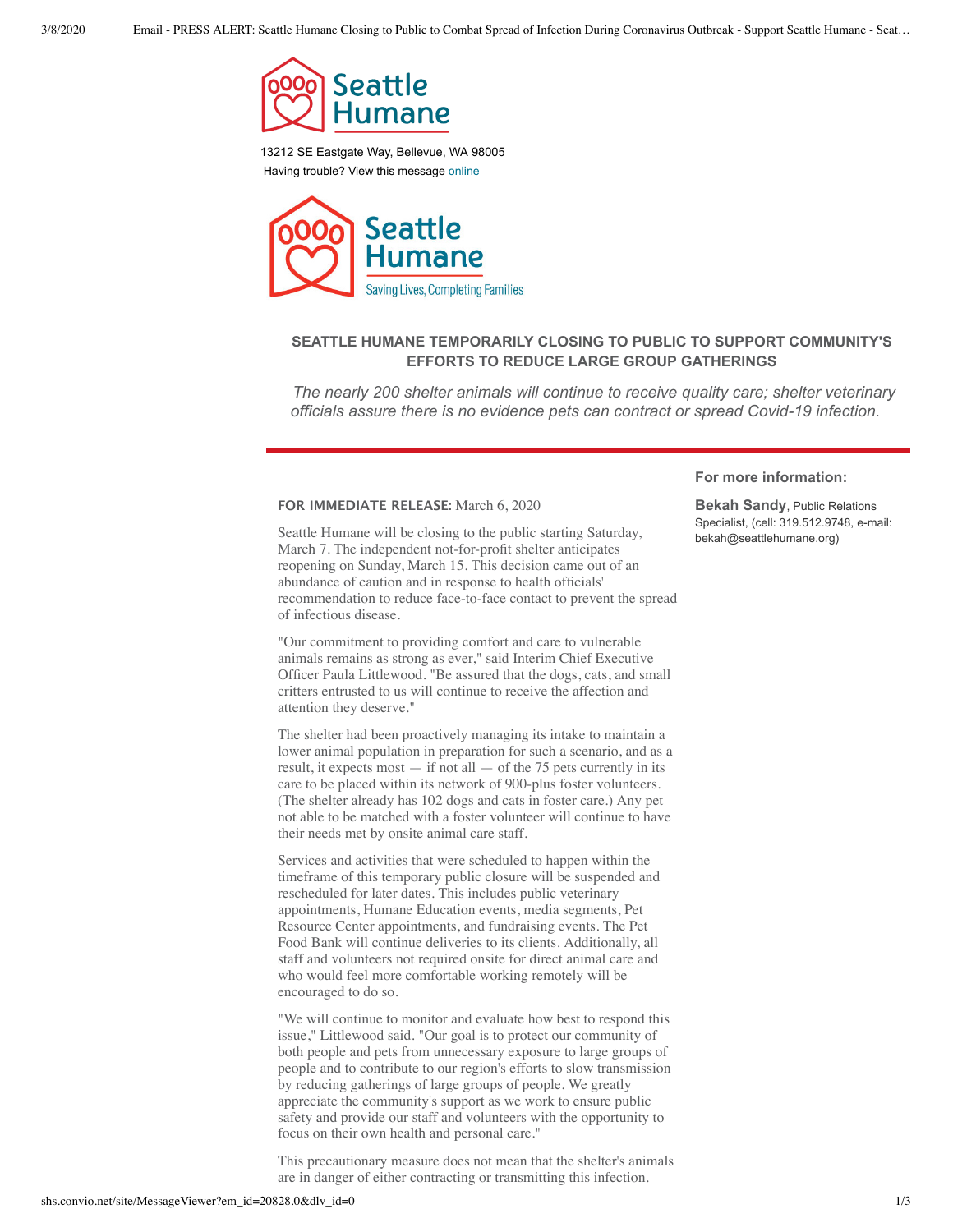Seattle Humane

13212 SE Eastgate Way, Bellevue, WA 98005

Having trouble? View this message online

Seattle Humane

Saving Lives, Completing Families

## SEATTLE HUMANE TEMPORARILY CLOSING TO PUBLIC TO SUPPORT COMMUNITY'S EFFORTS TO REDUCE LARGE GROUP GATHERINGS

*The nearly 200 shelter animals will continue to receive quality care; shelter veterinary officials assure there is no evidence pets can contract or spread Covid-19 infection.*

**For more information:**

**Bekah Sandy**, Public Relations Specialist, (cell: 319.512.9748, e-mail: bekah@seattlehumane.org)

**FOR IMMEDIATE RELEASE:** March 6, 2020

Seattle Humane will be closing to the public starting Saturday, March 7. The independent not-for-profit shelter anticipates reopening on Sunday, March 15. This decision came out of an abundance of caution and in response to health officials' recommendation to reduce face-to-face contact to prevent the spread of infectious disease.

"Our commitment to providing comfort and care to vulnerable animals remains as strong as ever," said Interim Chief Executive Officer Paula Littlewood. "Be assured that the dogs, cats, and small critters entrusted to us will continue to receive the affection and attention they deserve."

The shelter had been proactively managing its intake to maintain a lower animal population in preparation for such a scenario, and as a result, it expects most — if not all — of the 75 pets currently in its care to be placed within its network of 900-plus foster volunteers. (The shelter already has 102 dogs and cats in foster care.) Any pet not able to be matched with a foster volunteer will continue to have their needs met by onsite animal care staff.

Services and activities that were scheduled to happen within the timeframe of this temporary public closure will be suspended and rescheduled for later dates. This includes public veterinary appointments, Humane Education events, media segments, Pet Resource Center appointments, and fundraising events. The Pet Food Bank will continue deliveries to its clients. Additionally, all staff and volunteers not required onsite for direct animal care and who would feel more comfortable working remotely will be encouraged to do so.

"We will continue to monitor and evaluate how best to respond this issue," Littlewood said. "Our goal is to protect our community of both people and pets from unnecessary exposure to large groups of people and to contribute to our region's efforts to slow transmission by reducing gatherings of large groups of people. We greatly appreciate the community's support as we work to ensure public safety and provide our staff and volunteers with the opportunity to focus on their own health and personal care."

This precautionary measure does not mean that the shelter's animals are in danger of either contracting or transmitting this infection.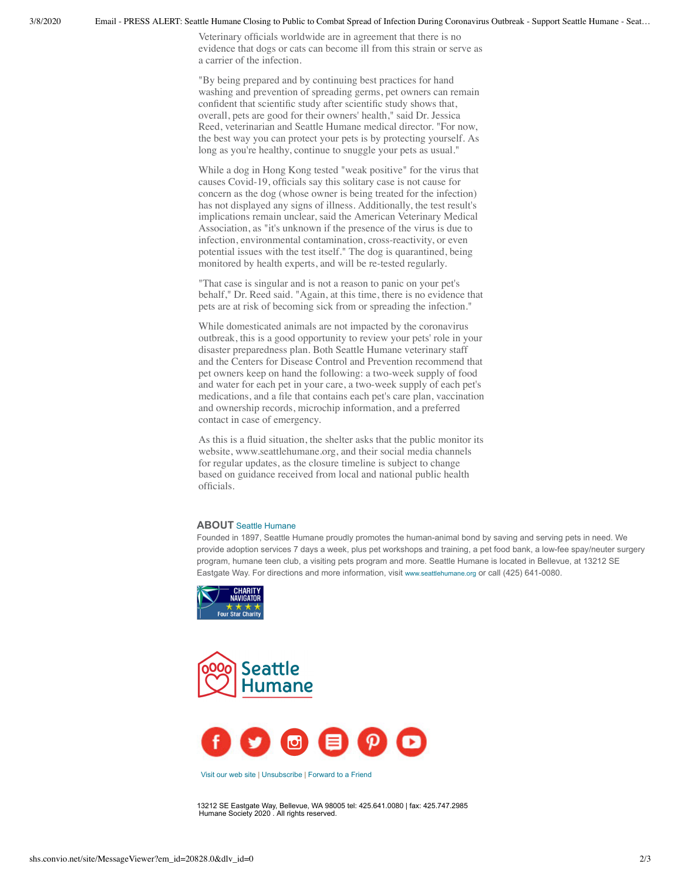Veterinary officials worldwide are in agreement that there is no evidence that dogs or cats can become ill from this strain or serve as a carrier of the infection.

"By being prepared and by continuing best practices for hand washing and prevention of spreading germs, pet owners can remain confident that scientific study after scientific study shows that, overall, pets are good for their owners' health," said Dr. Jessica Reed, veterinarian and Seattle Humane medical director. "For now, the best way you can protect your pets is by protecting yourself. As long as you're healthy, continue to snuggle your pets as usual."

While a dog in Hong Kong tested "weak positive" for the virus that causes Covid-19, officials say this solitary case is not cause for concern as the dog (whose owner is being treated for the infection) has not displayed any signs of illness. Additionally, the test result's implications remain unclear, said the American Veterinary Medical Association, as "it's unknown if the presence of the virus is due to infection, environmental contamination, cross-reactivity, or even potential issues with the test itself." The dog is quarantined, being monitored by health experts, and will be re-tested regularly.

"That case is singular and is not a reason to panic on your pet's behalf," Dr. Reed said. "Again, at this time, there is no evidence that pets are at risk of becoming sick from or spreading the infection."

While domesticated animals are not impacted by the coronavirus outbreak, this is a good opportunity to review your pets' role in your disaster preparedness plan. Both Seattle Humane veterinary staff and the Centers for Disease Control and Prevention recommend that pet owners keep on hand the following: a two-week supply of food and water for each pet in your care, a two-week supply of each pet's medications, and a file that contains each pet's care plan, vaccination and ownership records, microchip information, and a preferred contact in case of emergency.

As this is a fluid situation, the shelter asks that the public monitor its website, www.seattlehumane.org, and their social media channels for regular updates, as the closure timeline is subject to change based on guidance received from local and national public health officials.

**ABOUT** Seattle Humane

Founded in 1897, Seattle Humane proudly promotes the human-animal bond by saving and serving pets in need. We provide adoption services 7 days a week, plus pet workshops and training, a pet food bank, a low-fee spay/neuter surgery program, humane teen club, a visiting pets program and more. Seattle Humane is located in Bellevue, at 13212 SE Eastgate Way. For directions and more information, visit www.seattlehumane.org or call (425) 641-0080.

CHARITY NAVIGATOR ★★★★ Four Star Charity

Seattle Humane

Visit our web site | Unsubscribe | Forward to a Friend

13212 SE Eastgate Way, Bellevue, WA 98005 tel: 425.641.0080 | fax: 425.747.2985
Humane Society 2020 . All rights reserved.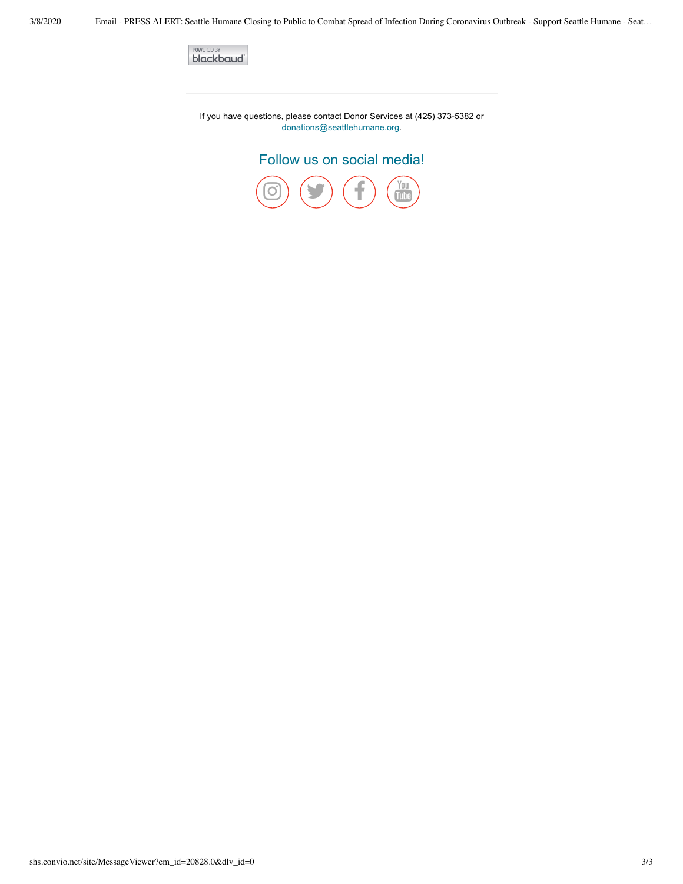POWERED BY blackbaud

---

If you have questions, please contact Donor Services at (425) 373-5382 or donations@seattlehumane.org.

## Follow us on social media!